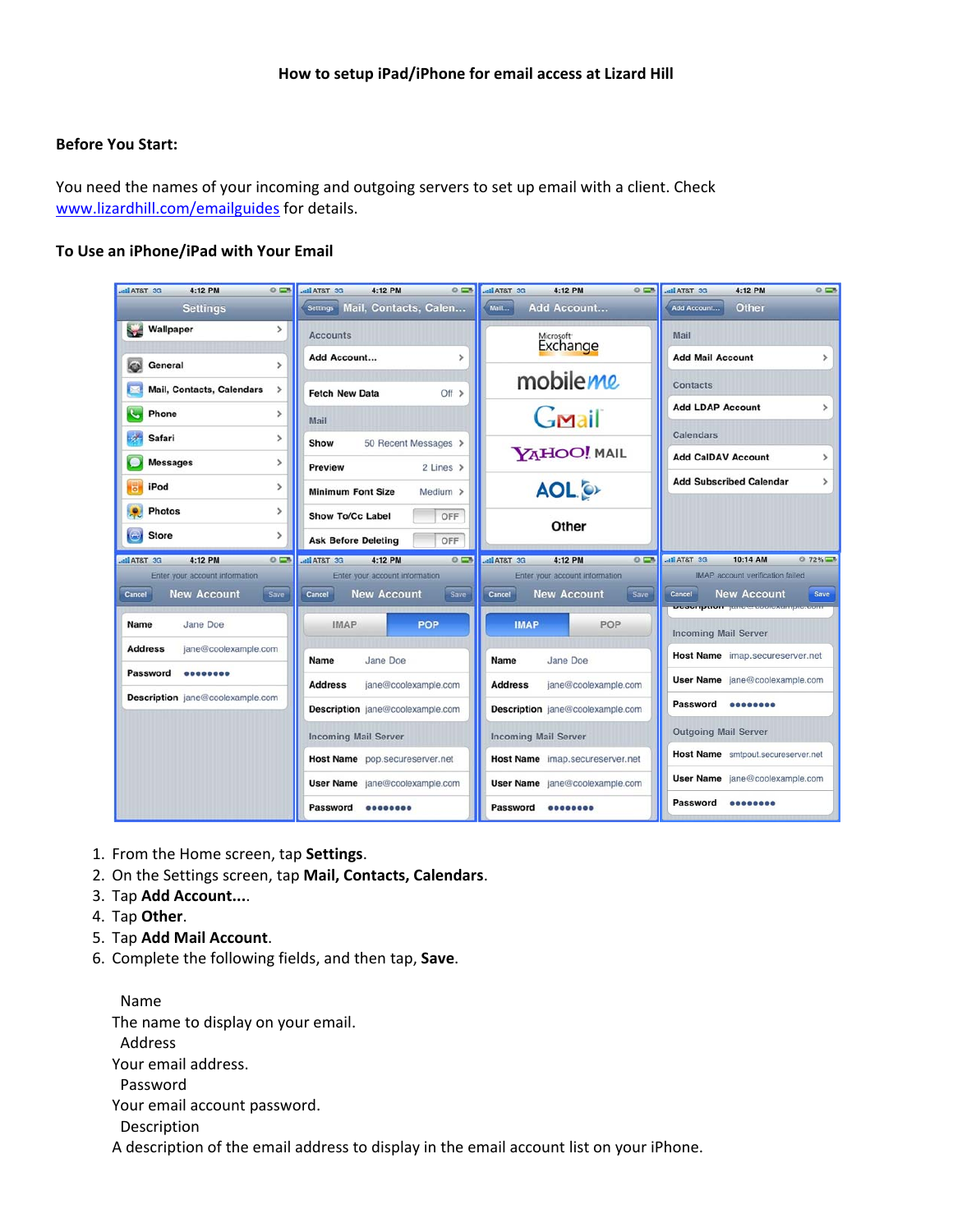# How to setup iPad/iPhone for email access at Lizard Hill

**Before You Start:**

You need the names of your incoming and outgoing servers to set up email with a client. Check www.lizardhill.com/emailguides for details.

**To Use an iPhone/iPad with Your Email**

1. From the Home screen, tap **Settings**.
2. On the Settings screen, tap **Mail, Contacts, Calendars**.
3. Tap **Add Account...**.
4. Tap **Other**.
5. Tap **Add Mail Account**.
6. Complete the following fields, and then tap, **Save**.

   Name
   The name to display on your email.
   Address
   Your email address.
   Password
   Your email account password.
   Description
   A description of the email address to display in the email account list on your iPhone.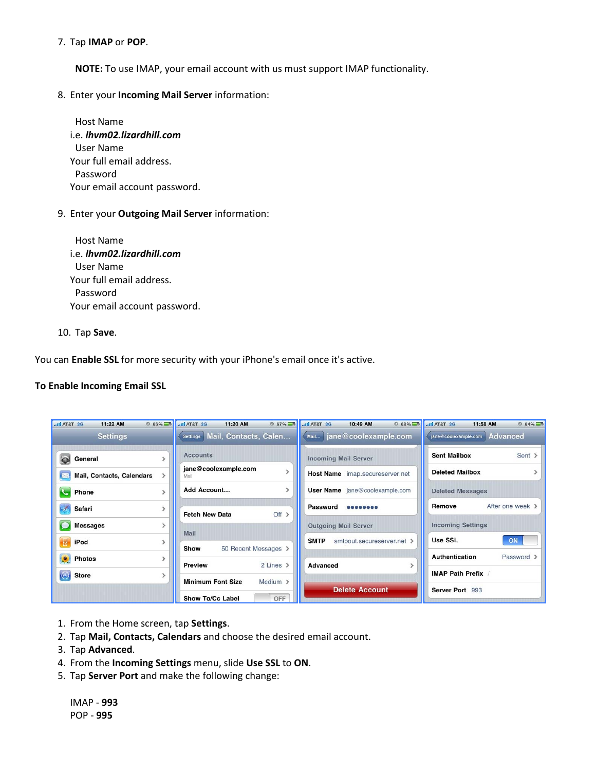7. Tap **IMAP** or **POP**.

   **NOTE:** To use IMAP, your email account with us must support IMAP functionality.

8. Enter your **Incoming Mail Server** information:

   Host Name
   i.e. ***lhvm02.lizardhill.com***
   User Name
   Your full email address.
   Password
   Your email account password.

9. Enter your **Outgoing Mail Server** information:

   Host Name
   i.e. ***lhvm02.lizardhill.com***
   User Name
   Your full email address.
   Password
   Your email account password.

10. Tap **Save**.

You can **Enable SSL** for more security with your iPhone's email once it's active.

**To Enable Incoming Email SSL**

1. From the Home screen, tap **Settings**.
2. Tap **Mail, Contacts, Calendars** and choose the desired email account.
3. Tap **Advanced**.
4. From the **Incoming Settings** menu, slide **Use SSL** to **ON**.
5. Tap **Server Port** and make the following change:

   IMAP - **993**
   POP - **995**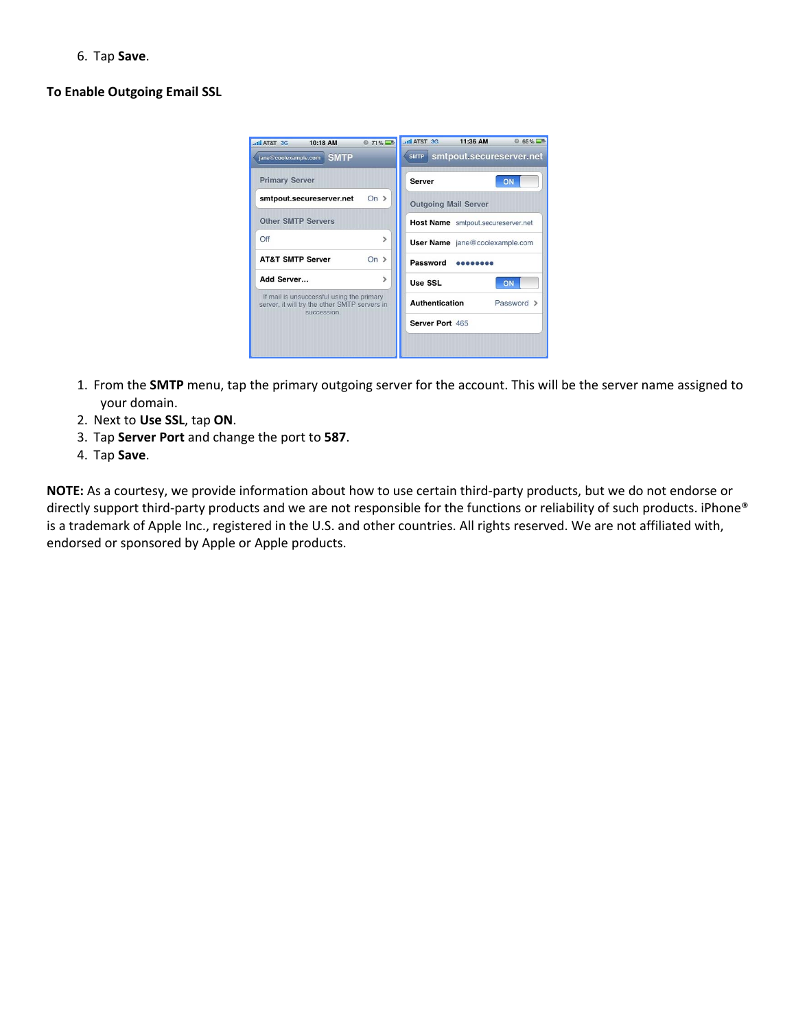6. Tap **Save**.

**To Enable Outgoing Email SSL**

1. From the **SMTP** menu, tap the primary outgoing server for the account. This will be the server name assigned to your domain.
2. Next to **Use SSL**, tap **ON**.
3. Tap **Server Port** and change the port to **587**.
4. Tap **Save**.

**NOTE:** As a courtesy, we provide information about how to use certain third-party products, but we do not endorse or directly support third-party products and we are not responsible for the functions or reliability of such products. iPhone® is a trademark of Apple Inc., registered in the U.S. and other countries. All rights reserved. We are not affiliated with, endorsed or sponsored by Apple or Apple products.